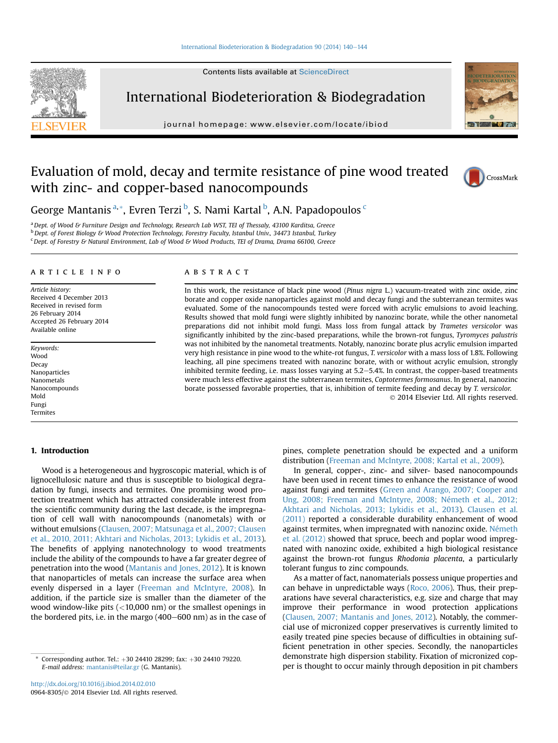# Evaluation of mold, decay and termite resistance of pine wood treated with zinc- and copper-based nanocompounds

George Mantanis [a,*], Evren Terzi [b], S. Nami Kartal [b], A.N. Papadopoulos [c]

[a] Dept. of Wood & Furniture Design and Technology, Research Lab WST, TEI of Thessaly, 43100 Karditsa, Greece
[b] Dept. of Forest Biology & Wood Protection Technology, Forestry Faculty, Istanbul Univ., 34473 Istanbul, Turkey
[c] Dept. of Forestry & Natural Environment, Lab of Wood & Wood Products, TEI of Drama, Drama 66100, Greece

## ARTICLE INFO

*Article history:*
Received 4 December 2013
Received in revised form 26 February 2014
Accepted 26 February 2014
Available online

*Keywords:*
Wood
Decay
Nanoparticles
Nanometals
Nanocompounds
Mold
Fungi
Termites

## ABSTRACT

In this work, the resistance of black pine wood (*Pinus nigra* L.) vacuum-treated with zinc oxide, zinc borate and copper oxide nanoparticles against mold and decay fungi and the subterranean termites was evaluated. Some of the nanocompounds tested were forced with acrylic emulsions to avoid leaching. Results showed that mold fungi were slightly inhibited by nanozinc borate, while the other nanometal preparations did not inhibit mold fungi. Mass loss from fungal attack by *Trametes versicolor* was significantly inhibited by the zinc-based preparations, while the brown-rot fungus, *Tyromyces palustris* was not inhibited by the nanometal treatments. Notably, nanozinc borate plus acrylic emulsion imparted very high resistance in pine wood to the white-rot fungus, *T. versicolor* with a mass loss of 1.8%. Following leaching, all pine specimens treated with nanozinc borate, with or without acrylic emulsion, strongly inhibited termite feeding, i.e. mass losses varying at 5.2–5.4%. In contrast, the copper-based treatments were much less effective against the subterranean termites, *Coptotermes formosanus*. In general, nanozinc borate possessed favorable properties, that is, inhibition of termite feeding and decay by *T. versicolor*.

© 2014 Elsevier Ltd. All rights reserved.

## 1. Introduction

Wood is a heterogeneous and hygroscopic material, which is of lignocellulosic nature and thus is susceptible to biological degradation by fungi, insects and termites. One promising wood protection treatment which has attracted considerable interest from the scientific community during the last decade, is the impregnation of cell wall with nanocompounds (nanometals) with or without emulsions (Clausen, 2007; Matsunaga et al., 2007; Clausen et al., 2010, 2011; Akhtari and Nicholas, 2013; Lykidis et al., 2013). The benefits of applying nanotechnology to wood treatments include the ability of the compounds to have a far greater degree of penetration into the wood (Mantanis and Jones, 2012). It is known that nanoparticles of metals can increase the surface area when evenly dispersed in a layer (Freeman and McIntyre, 2008). In addition, if the particle size is smaller than the diameter of the wood window-like pits (<10,000 nm) or the smallest openings in the bordered pits, i.e. in the margo (400–600 nm) as in the case of pines, complete penetration should be expected and a uniform distribution (Freeman and McIntyre, 2008; Kartal et al., 2009).

In general, copper-, zinc- and silver- based nanocompounds have been used in recent times to enhance the resistance of wood against fungi and termites (Green and Arango, 2007; Cooper and Ung, 2008; Freeman and McIntyre, 2008; Németh et al., 2012; Akhtari and Nicholas, 2013; Lykidis et al., 2013). Clausen et al. (2011) reported a considerable durability enhancement of wood against termites, when impregnated with nanozinc oxide. Németh et al. (2012) showed that spruce, beech and poplar wood impregnated with nanozinc oxide, exhibited a high biological resistance against the brown-rot fungus *Rhodonia placenta*, a particularly tolerant fungus to zinc compounds.

As a matter of fact, nanomaterials possess unique properties and can behave in unpredictable ways (Roco, 2006). Thus, their preparations have several characteristics, e.g. size and charge that may improve their performance in wood protection applications (Clausen, 2007; Mantanis and Jones, 2012). Notably, the commercial use of micronized copper preservatives is currently limited to easily treated pine species because of difficulties in obtaining sufficient penetration in other species. Secondly, the nanoparticles demonstrate high dispersion stability. Fixation of micronized copper is thought to occur mainly through deposition in pit chambers

* Corresponding author. Tel.: +30 24410 28299; fax: +30 24410 79220.
E-mail address: mantanis@teilar.gr (G. Mantanis).

http://dx.doi.org/10.1016/j.ibiod.2014.02.010
0964-8305/© 2014 Elsevier Ltd. All rights reserved.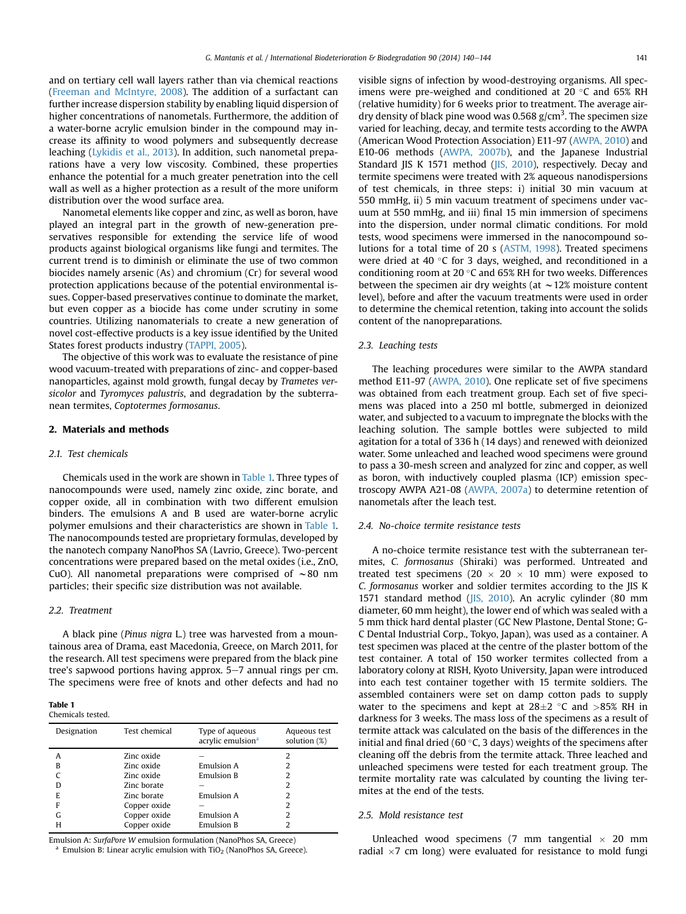and on tertiary cell wall layers rather than via chemical reactions (Freeman and McIntyre, 2008). The addition of a surfactant can further increase dispersion stability by enabling liquid dispersion of higher concentrations of nanometals. Furthermore, the addition of a water-borne acrylic emulsion binder in the compound may increase its affinity to wood polymers and subsequently decrease leaching (Lykidis et al., 2013). In addition, such nanometal preparations have a very low viscosity. Combined, these properties enhance the potential for a much greater penetration into the cell wall as well as a higher protection as a result of the more uniform distribution over the wood surface area.

Nanometal elements like copper and zinc, as well as boron, have played an integral part in the growth of new-generation preservatives responsible for extending the service life of wood products against biological organisms like fungi and termites. The current trend is to diminish or eliminate the use of two common biocides namely arsenic (As) and chromium (Cr) for several wood protection applications because of the potential environmental issues. Copper-based preservatives continue to dominate the market, but even copper as a biocide has come under scrutiny in some countries. Utilizing nanomaterials to create a new generation of novel cost-effective products is a key issue identified by the United States forest products industry (TAPPI, 2005).

The objective of this work was to evaluate the resistance of pine wood vacuum-treated with preparations of zinc- and copper-based nanoparticles, against mold growth, fungal decay by *Trametes versicolor* and *Tyromyces palustris*, and degradation by the subterranean termites, *Coptotermes formosanus*.

## 2. Materials and methods

### 2.1. Test chemicals

Chemicals used in the work are shown in Table 1. Three types of nanocompounds were used, namely zinc oxide, zinc borate, and copper oxide, all in combination with two different emulsion binders. The emulsions A and B used are water-borne acrylic polymer emulsions and their characteristics are shown in Table 1. The nanocompounds tested are proprietary formulas, developed by the nanotech company NanoPhos SA (Lavrio, Greece). Two-percent concentrations were prepared based on the metal oxides (i.e., ZnO, CuO). All nanometal preparations were comprised of ∼80 nm particles; their specific size distribution was not available.

### 2.2. Treatment

A black pine (*Pinus nigra* L.) tree was harvested from a mountainous area of Drama, east Macedonia, Greece, on March 2011, for the research. All test specimens were prepared from the black pine tree's sapwood portions having approx. 5–7 annual rings per cm. The specimens were free of knots and other defects and had no visible signs of infection by wood-destroying organisms. All specimens were pre-weighed and conditioned at 20 °C and 65% RH (relative humidity) for 6 weeks prior to treatment. The average air-dry density of black pine wood was 0.568 g/cm$^3$. The specimen size varied for leaching, decay, and termite tests according to the AWPA (American Wood Protection Association) E11-97 (AWPA, 2010) and E10-06 methods (AWPA, 2007b), and the Japanese Industrial Standard JIS K 1571 method (JIS, 2010), respectively. Decay and termite specimens were treated with 2% aqueous nanodispersions of test chemicals, in three steps: i) initial 30 min vacuum at 550 mmHg, ii) 5 min vacuum treatment of specimens under vacuum at 550 mmHg, and iii) final 15 min immersion of specimens into the dispersion, under normal climatic conditions. For mold tests, wood specimens were immersed in the nanocompound solutions for a total time of 20 s (ASTM, 1998). Treated specimens were dried at 40 °C for 3 days, weighed, and reconditioned in a conditioning room at 20 °C and 65% RH for two weeks. Differences between the specimen air dry weights (at ∼12% moisture content level), before and after the vacuum treatments were used in order to determine the chemical retention, taking into account the solids content of the nanopreparations.

**Table 1**
Chemicals tested.

| Designation | Test chemical | Type of aqueous acrylic emulsion[a] | Aqueous test solution (%) |
|---|---|---|---|
| A | Zinc oxide | – | 2 |
| B | Zinc oxide | Emulsion A | 2 |
| C | Zinc oxide | Emulsion B | 2 |
| D | Zinc borate | – | 2 |
| E | Zinc borate | Emulsion A | 2 |
| F | Copper oxide | – | 2 |
| G | Copper oxide | Emulsion A | 2 |
| H | Copper oxide | Emulsion B | 2 |

Emulsion A: *SurfaPore W* emulsion formulation (NanoPhos SA, Greece)
[a] Emulsion B: Linear acrylic emulsion with $TiO_2$ (NanoPhos SA, Greece).

### 2.3. Leaching tests

The leaching procedures were similar to the AWPA standard method E11-97 (AWPA, 2010). One replicate set of five specimens was obtained from each treatment group. Each set of five specimens was placed into a 250 ml bottle, submerged in deionized water, and subjected to a vacuum to impregnate the blocks with the leaching solution. The sample bottles were subjected to mild agitation for a total of 336 h (14 days) and renewed with deionized water. Some unleached and leached wood specimens were ground to pass a 30-mesh screen and analyzed for zinc and copper, as well as boron, with inductively coupled plasma (ICP) emission spectroscopy AWPA A21-08 (AWPA, 2007a) to determine retention of nanometals after the leach test.

### 2.4. No-choice termite resistance tests

A no-choice termite resistance test with the subterranean termites, *C. formosanus* (Shiraki) was performed. Untreated and treated test specimens (20 × 20 × 10 mm) were exposed to *C. formosanus* worker and soldier termites according to the JIS K 1571 standard method (JIS, 2010). An acrylic cylinder (80 mm diameter, 60 mm height), the lower end of which was sealed with a 5 mm thick hard dental plaster (GC New Plastone, Dental Stone; G-C Dental Industrial Corp., Tokyo, Japan), was used as a container. A test specimen was placed at the centre of the plaster bottom of the test container. A total of 150 worker termites collected from a laboratory colony at RISH, Kyoto University, Japan were introduced into each test container together with 15 termite soldiers. The assembled containers were set on damp cotton pads to supply water to the specimens and kept at 28±2 °C and >85% RH in darkness for 3 weeks. The mass loss of the specimens as a result of termite attack was calculated on the basis of the differences in the initial and final dried (60 °C, 3 days) weights of the specimens after cleaning off the debris from the termite attack. Three leached and unleached specimens were tested for each treatment group. The termite mortality rate was calculated by counting the living termites at the end of the tests.

### 2.5. Mold resistance test

Unleached wood specimens (7 mm tangential × 20 mm radial ×7 cm long) were evaluated for resistance to mold fungi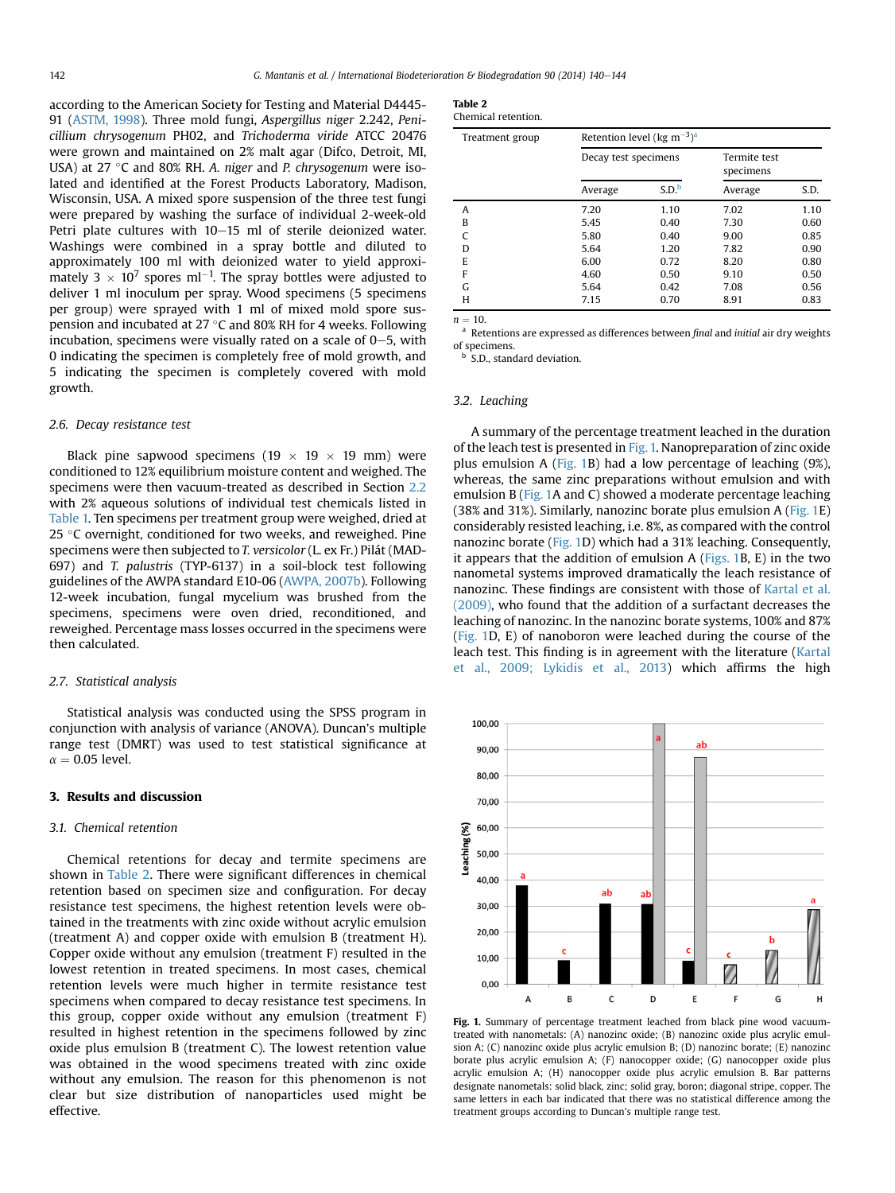according to the American Society for Testing and Material D4445-91 (ASTM, 1998). Three mold fungi, *Aspergillus niger* 2.242, *Penicillium chrysogenum* PH02, and *Trichoderma viride* ATCC 20476 were grown and maintained on 2% malt agar (Difco, Detroit, MI, USA) at 27 °C and 80% RH. *A. niger* and *P. chrysogenum* were isolated and identified at the Forest Products Laboratory, Madison, Wisconsin, USA. A mixed spore suspension of the three test fungi were prepared by washing the surface of individual 2-week-old Petri plate cultures with 10–15 ml of sterile deionized water. Washings were combined in a spray bottle and diluted to approximately 100 ml with deionized water to yield approximately $3 \times 10^7$ spores $ml^{-1}$. The spray bottles were adjusted to deliver 1 ml inoculum per spray. Wood specimens (5 specimens per group) were sprayed with 1 ml of mixed mold spore suspension and incubated at 27 °C and 80% RH for 4 weeks. Following incubation, specimens were visually rated on a scale of 0–5, with 0 indicating the specimen is completely free of mold growth, and 5 indicating the specimen is completely covered with mold growth.

### 2.6. Decay resistance test

Black pine sapwood specimens (19 × 19 × 19 mm) were conditioned to 12% equilibrium moisture content and weighed. The specimens were then vacuum-treated as described in Section 2.2 with 2% aqueous solutions of individual test chemicals listed in Table 1. Ten specimens per treatment group were weighed, dried at 25 °C overnight, conditioned for two weeks, and reweighed. Pine specimens were then subjected to *T. versicolor* (L. ex Fr.) Pilát (MAD-697) and *T. palustris* (TYP-6137) in a soil-block test following guidelines of the AWPA standard E10-06 (AWPA, 2007b). Following 12-week incubation, fungal mycelium was brushed from the specimens, specimens were oven dried, reconditioned, and reweighed. Percentage mass losses occurred in the specimens were then calculated.

### 2.7. Statistical analysis

Statistical analysis was conducted using the SPSS program in conjunction with analysis of variance (ANOVA). Duncan's multiple range test (DMRT) was used to test statistical significance at $\alpha = 0.05$ level.

## 3. Results and discussion

### 3.1. Chemical retention

Chemical retentions for decay and termite specimens are shown in Table 2. There were significant differences in chemical retention based on specimen size and configuration. For decay resistance test specimens, the highest retention levels were obtained in the treatments with zinc oxide without acrylic emulsion (treatment A) and copper oxide with emulsion B (treatment H). Copper oxide without any emulsion (treatment F) resulted in the lowest retention in treated specimens. In most cases, chemical retention levels were much higher in termite resistance test specimens when compared to decay resistance test specimens. In this group, copper oxide without any emulsion (treatment F) resulted in highest retention in the specimens followed by zinc oxide plus emulsion B (treatment C). The lowest retention value was obtained in the wood specimens treated with zinc oxide without any emulsion. The reason for this phenomenon is not clear but size distribution of nanoparticles used might be effective.

**Table 2**
Chemical retention.

| Treatment group | Retention level ($kg\ m^{-3}$)[a] | | | |
|---|---|---|---|---|
| | Decay test specimens | | Termite test specimens | |
| | Average | S.D.[b] | Average | S.D. |
| A | 7.20 | 1.10 | 7.02 | 1.10 |
| B | 5.45 | 0.40 | 7.30 | 0.60 |
| C | 5.80 | 0.40 | 9.00 | 0.85 |
| D | 5.64 | 1.20 | 7.82 | 0.90 |
| E | 6.00 | 0.72 | 8.20 | 0.80 |
| F | 4.60 | 0.50 | 9.10 | 0.50 |
| G | 5.64 | 0.42 | 7.08 | 0.56 |
| H | 7.15 | 0.70 | 8.91 | 0.83 |

$n = 10$.
[a] Retentions are expressed as differences between *final* and *initial* air dry weights of specimens.
[b] S.D., standard deviation.

### 3.2. Leaching

A summary of the percentage treatment leached in the duration of the leach test is presented in Fig. 1. Nanopreparation of zinc oxide plus emulsion A (Fig. 1B) had a low percentage of leaching (9%), whereas, the same zinc preparations without emulsion and with emulsion B (Fig. 1A and C) showed a moderate percentage leaching (38% and 31%). Similarly, nanozinc borate plus emulsion A (Fig. 1E) considerably resisted leaching, i.e. 8%, as compared with the control nanozinc borate (Fig. 1D) which had a 31% leaching. Consequently, it appears that the addition of emulsion A (Figs. 1B, E) in the two nanometal systems improved dramatically the leach resistance of nanozinc. These findings are consistent with those of Kartal et al. (2009), who found that the addition of a surfactant decreases the leaching of nanozinc. In the nanozinc borate systems, 100% and 87% (Fig. 1D, E) of nanoboron were leached during the course of the leach test. This finding is in agreement with the literature (Kartal et al., 2009; Lykidis et al., 2013) which affirms the high

**Fig. 1.** Summary of percentage treatment leached from black pine wood vacuum-treated with nanometals: (A) nanozinc oxide; (B) nanozinc oxide plus acrylic emulsion A; (C) nanozinc oxide plus acrylic emulsion B; (D) nanozinc borate; (E) nanozinc borate plus acrylic emulsion A; (F) nanocopper oxide; (G) nanocopper oxide plus acrylic emulsion A; (H) nanocopper oxide plus acrylic emulsion B. Bar patterns designate nanometals: solid black, zinc; solid gray, boron; diagonal stripe, copper. The same letters in each bar indicated that there was no statistical difference among the treatment groups according to Duncan's multiple range test.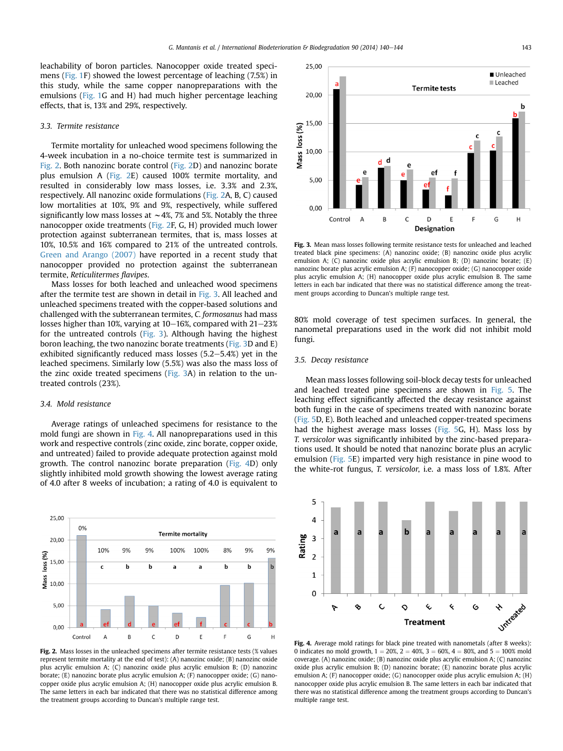leachability of boron particles. Nanocopper oxide treated specimens (Fig. 1F) showed the lowest percentage of leaching (7.5%) in this study, while the same copper nanopreparations with the emulsions (Fig. 1G and H) had much higher percentage leaching effects, that is, 13% and 29%, respectively.

### 3.3. Termite resistance

Termite mortality for unleached wood specimens following the 4-week incubation in a no-choice termite test is summarized in Fig. 2. Both nanozinc borate control (Fig. 2D) and nanozinc borate plus emulsion A (Fig. 2E) caused 100% termite mortality, and resulted in considerably low mass losses, i.e. 3.3% and 2.3%, respectively. All nanozinc oxide formulations (Fig. 2A, B, C) caused low mortalities at 10%, 9% and 9%, respectively, while suffered significantly low mass losses at ∼4%, 7% and 5%. Notably the three nanocopper oxide treatments (Fig. 2F, G, H) provided much lower protection against subterranean termites, that is, mass losses at 10%, 10.5% and 16% compared to 21% of the untreated controls. Green and Arango (2007) have reported in a recent study that nanocopper provided no protection against the subterranean termite, *Reticulitermes flavipes*.

Mass losses for both leached and unleached wood specimens after the termite test are shown in detail in Fig. 3. All leached and unleached specimens treated with the copper-based solutions and challenged with the subterranean termites, *C. formosanus* had mass losses higher than 10%, varying at 10–16%, compared with 21–23% for the untreated controls (Fig. 3). Although having the highest boron leaching, the two nanozinc borate treatments (Fig. 3D and E) exhibited significantly reduced mass losses (5.2–5.4%) yet in the leached specimens. Similarly low (5.5%) was also the mass loss of the zinc oxide treated specimens (Fig. 3A) in relation to the untreated controls (23%).

### 3.4. Mold resistance

Average ratings of unleached specimens for resistance to the mold fungi are shown in Fig. 4. All nanopreparations used in this work and respective controls (zinc oxide, zinc borate, copper oxide, and untreated) failed to provide adequate protection against mold growth. The control nanozinc borate preparation (Fig. 4D) only slightly inhibited mold growth showing the lowest average rating of 4.0 after 8 weeks of incubation; a rating of 4.0 is equivalent to 80% mold coverage of test specimen surfaces. In general, the nanometal preparations used in the work did not inhibit mold fungi.

### 3.5. Decay resistance

Mean mass losses following soil-block decay tests for unleached and leached treated pine specimens are shown in Fig. 5. The leaching effect significantly affected the decay resistance against both fungi in the case of specimens treated with nanozinc borate (Fig. 5D, E). Both leached and unleached copper-treated specimens had the highest average mass losses (Fig. 5G, H). Mass loss by *T. versicolor* was significantly inhibited by the zinc-based preparations used. It should be noted that nanozinc borate plus an acrylic emulsion (Fig. 5E) imparted very high resistance in pine wood to the white-rot fungus, *T. versicolor*, i.e. a mass loss of 1.8%. After

**Fig. 3.** Mean mass losses following termite resistance tests for unleached and leached treated black pine specimens: (A) nanozinc oxide; (B) nanozinc oxide plus acrylic emulsion A; (C) nanozinc oxide plus acrylic emulsion B; (D) nanozinc borate; (E) nanozinc borate plus acrylic emulsion A; (F) nanocopper oxide; (G) nanocopper oxide plus acrylic emulsion A; (H) nanocopper oxide plus acrylic emulsion B. The same letters in each bar indicated that there was no statistical difference among the treatment groups according to Duncan's multiple range test.

**Fig. 2.** Mass losses in the unleached specimens after termite resistance tests (% values represent termite mortality at the end of test): (A) nanozinc oxide; (B) nanozinc oxide plus acrylic emulsion A; (C) nanozinc oxide plus acrylic emulsion B; (D) nanozinc borate; (E) nanozinc borate plus acrylic emulsion A; (F) nanocopper oxide; (G) nanocopper oxide plus acrylic emulsion A; (H) nanocopper oxide plus acrylic emulsion B. The same letters in each bar indicated that there was no statistical difference among the treatment groups according to Duncan's multiple range test.

**Fig. 4.** Average mold ratings for black pine treated with nanometals (after 8 weeks): 0 indicates no mold growth, 1 = 20%, 2 = 40%, 3 = 60%, 4 = 80%, and 5 = 100% mold coverage. (A) nanozinc oxide; (B) nanozinc oxide plus acrylic emulsion A; (C) nanozinc oxide plus acrylic emulsion B; (D) nanozinc borate; (E) nanozinc borate plus acrylic emulsion A; (F) nanocopper oxide; (G) nanocopper oxide plus acrylic emulsion A; (H) nanocopper oxide plus acrylic emulsion B. The same letters in each bar indicated that there was no statistical difference among the treatment groups according to Duncan's multiple range test.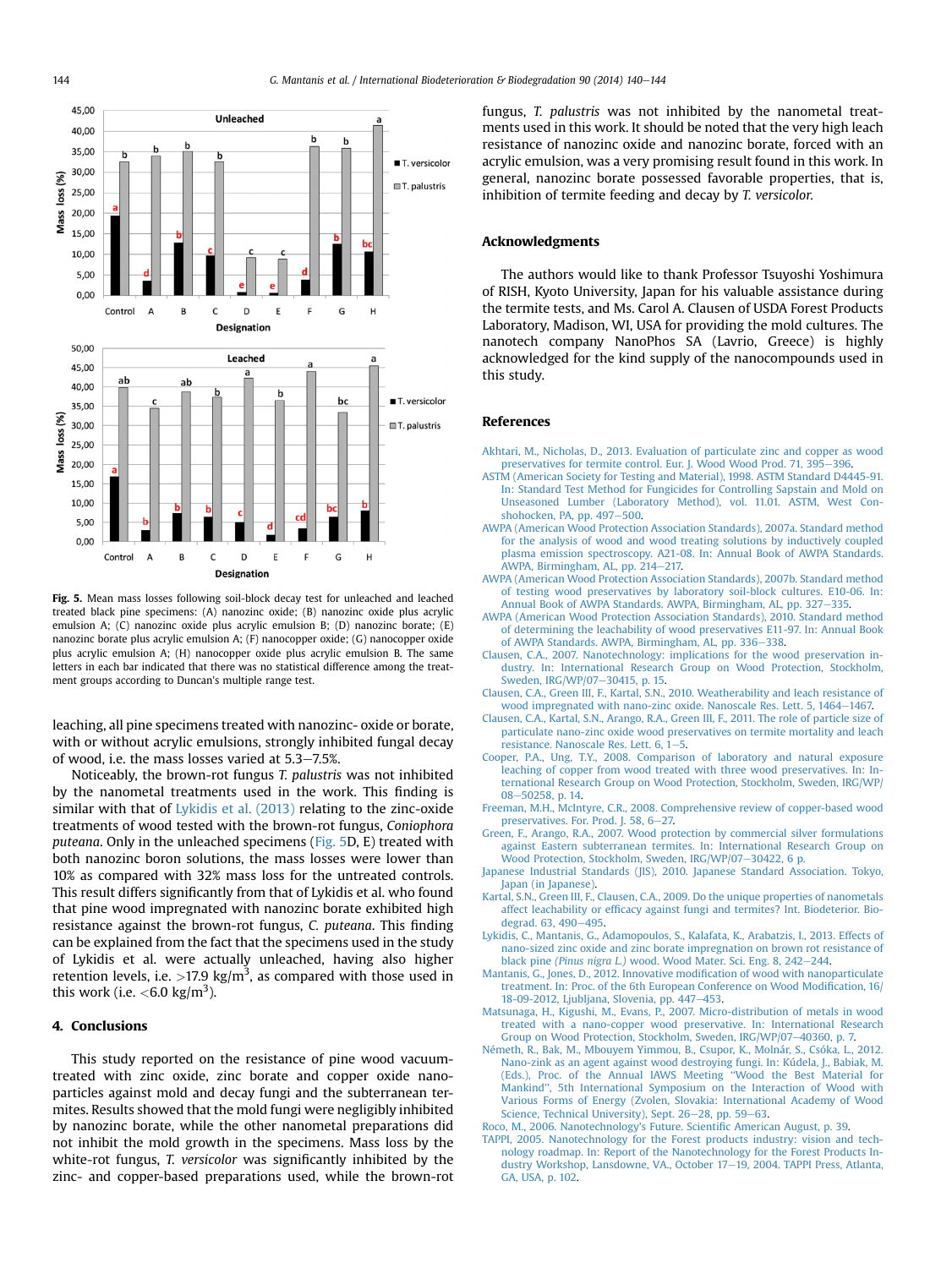Unleached

Mass loss (%)

45,00
40,00
35,00
30,00
25,00
20,00
15,00
10,00
5,00
0,00

Control A B C D E F G H

Designation

■ T. versicolor
■ T. palustris

a b b b b c c b b a
a d b c e e d b bc

Leached

Mass loss (%)

50,00
45,00
40,00
35,00
30,00
25,00
20,00
15,00
10,00
5,00
0,00

Control A B C D E F G H

Designation

■ T. versicolor
■ T. palustris

ab c ab b a b a bc a
a b b b c d cd bc b

**Fig. 5.** Mean mass losses following soil-block decay test for unleached and leached treated black pine specimens: (A) nanozinc oxide; (B) nanozinc oxide plus acrylic emulsion A; (C) nanozinc oxide plus acrylic emulsion B; (D) nanozinc borate; (E) nanozinc borate plus acrylic emulsion A; (F) nanocopper oxide; (G) nanocopper oxide plus acrylic emulsion A; (H) nanocopper oxide plus acrylic emulsion B. The same letters in each bar indicated that there was no statistical difference among the treatment groups according to Duncan's multiple range test.

leaching, all pine specimens treated with nanozinc- oxide or borate, with or without acrylic emulsions, strongly inhibited fungal decay of wood, i.e. the mass losses varied at 5.3–7.5%.

Noticeably, the brown-rot fungus *T. palustris* was not inhibited by the nanometal treatments used in the work. This finding is similar with that of Lykidis et al. (2013) relating to the zinc-oxide treatments of wood tested with the brown-rot fungus, *Coniophora puteana*. Only in the unleached specimens (Fig. 5D, E) treated with both nanozinc boron solutions, the mass losses were lower than 10% as compared with 32% mass loss for the untreated controls. This result differs significantly from that of Lykidis et al. who found that pine wood impregnated with nanozinc borate exhibited high resistance against the brown-rot fungus, *C. puteana*. This finding can be explained from the fact that the specimens used in the study of Lykidis et al. were actually unleached, having also higher retention levels, i.e. >17.9 kg/m$^3$, as compared with those used in this work (i.e. <6.0 kg/m$^3$).

## 4. Conclusions

This study reported on the resistance of pine wood vacuum-treated with zinc oxide, zinc borate and copper oxide nanoparticles against mold and decay fungi and the subterranean termites. Results showed that the mold fungi were negligibly inhibited by nanozinc borate, while the other nanometal preparations did not inhibit the mold growth in the specimens. Mass loss by the white-rot fungus, *T. versicolor* was significantly inhibited by the zinc- and copper-based preparations used, while the brown-rot fungus, *T. palustris* was not inhibited by the nanometal treatments used in this work. It should be noted that the very high leach resistance of nanozinc oxide and nanozinc borate, forced with an acrylic emulsion, was a very promising result found in this work. In general, nanozinc borate possessed favorable properties, that is, inhibition of termite feeding and decay by *T. versicolor*.

## Acknowledgments

The authors would like to thank Professor Tsuyoshi Yoshimura of RISH, Kyoto University, Japan for his valuable assistance during the termite tests, and Ms. Carol A. Clausen of USDA Forest Products Laboratory, Madison, WI, USA for providing the mold cultures. The nanotech company NanoPhos SA (Lavrio, Greece) is highly acknowledged for the kind supply of the nanocompounds used in this study.

## References

Akhtari, M., Nicholas, D., 2013. Evaluation of particulate zinc and copper as wood preservatives for termite control. Eur. J. Wood Wood Prod. 71, 395–396.

ASTM (American Society for Testing and Material), 1998. ASTM Standard D4445-91. In: Standard Test Method for Fungicides for Controlling Sapstain and Mold on Unseasoned Lumber (Laboratory Method), vol. 11.01. ASTM, West Conshohocken, PA, pp. 497–500.

AWPA (American Wood Protection Association Standards), 2007a. Standard method for the analysis of wood and wood treating solutions by inductively coupled plasma emission spectroscopy. A21-08. In: Annual Book of AWPA Standards. AWPA, Birmingham, AL, pp. 214–217.

AWPA (American Wood Protection Association Standards), 2007b. Standard method of testing wood preservatives by laboratory soil-block cultures. E10-06. In: Annual Book of AWPA Standards. AWPA, Birmingham, AL, pp. 327–335.

AWPA (American Wood Protection Association Standards), 2010. Standard method of determining the leachability of wood preservatives E11-97. In: Annual Book of AWPA Standards. AWPA, Birmingham, AL, pp. 336–338.

Clausen, C.A., 2007. Nanotechnology: implications for the wood preservation industry. In: International Research Group on Wood Protection, Stockholm, Sweden, IRG/WP/07–30415, p. 15.

Clausen, C.A., Green III, F., Kartal, S.N., 2010. Weatherability and leach resistance of wood impregnated with nano-zinc oxide. Nanoscale Res. Lett. 5, 1464–1467.

Clausen, C.A., Kartal, S.N., Arango, R.A., Green III, F., 2011. The role of particle size of particulate nano-zinc oxide wood preservatives on termite mortality and leach resistance. Nanoscale Res. Lett. 6, 1–5.

Cooper, P.A., Ung, T.Y., 2008. Comparison of laboratory and natural exposure leaching of copper from wood treated with three wood preservatives. In: International Research Group on Wood Protection, Stockholm, Sweden, IRG/WP/08–50258, p. 14.

Freeman, M.H., McIntyre, C.R., 2008. Comprehensive review of copper-based wood preservatives. For. Prod. J. 58, 6–27.

Green, F., Arango, R.A., 2007. Wood protection by commercial silver formulations against Eastern subterranean termites. In: International Research Group on Wood Protection, Stockholm, Sweden, IRG/WP/07–30422, 6 p.

Japanese Industrial Standards (JIS), 2010. Japanese Standard Association. Tokyo, Japan (in Japanese).

Kartal, S.N., Green III, F., Clausen, C.A., 2009. Do the unique properties of nanometals affect leachability or efficacy against fungi and termites? Int. Biodeterior. Biodegrad. 63, 490–495.

Lykidis, C., Mantanis, G., Adamopoulos, S., Kalafata, K., Arabatzis, I., 2013. Effects of nano-sized zinc oxide and zinc borate impregnation on brown rot resistance of black pine (*Pinus nigra L.*) wood. Wood Mater. Sci. Eng. 8, 242–244.

Mantanis, G., Jones, D., 2012. Innovative modification of wood with nanoparticulate treatment. In: Proc. of the 6th European Conference on Wood Modification, 16/18-09-2012, Ljubljana, Slovenia, pp. 447–453.

Matsunaga, H., Kigushi, M., Evans, P., 2007. Micro-distribution of metals in wood treated with a nano-copper wood preservative. In: International Research Group on Wood Protection, Stockholm, Sweden, IRG/WP/07–40360, p. 7.

Németh, R., Bak, M., Mbouyem Yimmou, B., Csupor, K., Molnár, S., Csóka, L., 2012. Nano-zink as an agent against wood destroying fungi. In: Kúdela, J., Babiak, M. (Eds.), Proc. of the Annual IAWS Meeting "Wood the Best Material for Mankind", 5th International Symposium on the Interaction of Wood with Various Forms of Energy (Zvolen, Slovakia: International Academy of Wood Science, Technical University), Sept. 26–28, pp. 59–63.

Roco, M., 2006. Nanotechnology's Future. Scientific American August, p. 39.

TAPPI, 2005. Nanotechnology for the Forest products industry: vision and technology roadmap. In: Report of the Nanotechnology for the Forest Products Industry Workshop, Lansdowne, VA., October 17–19, 2004. TAPPI Press, Atlanta, GA, USA, p. 102.